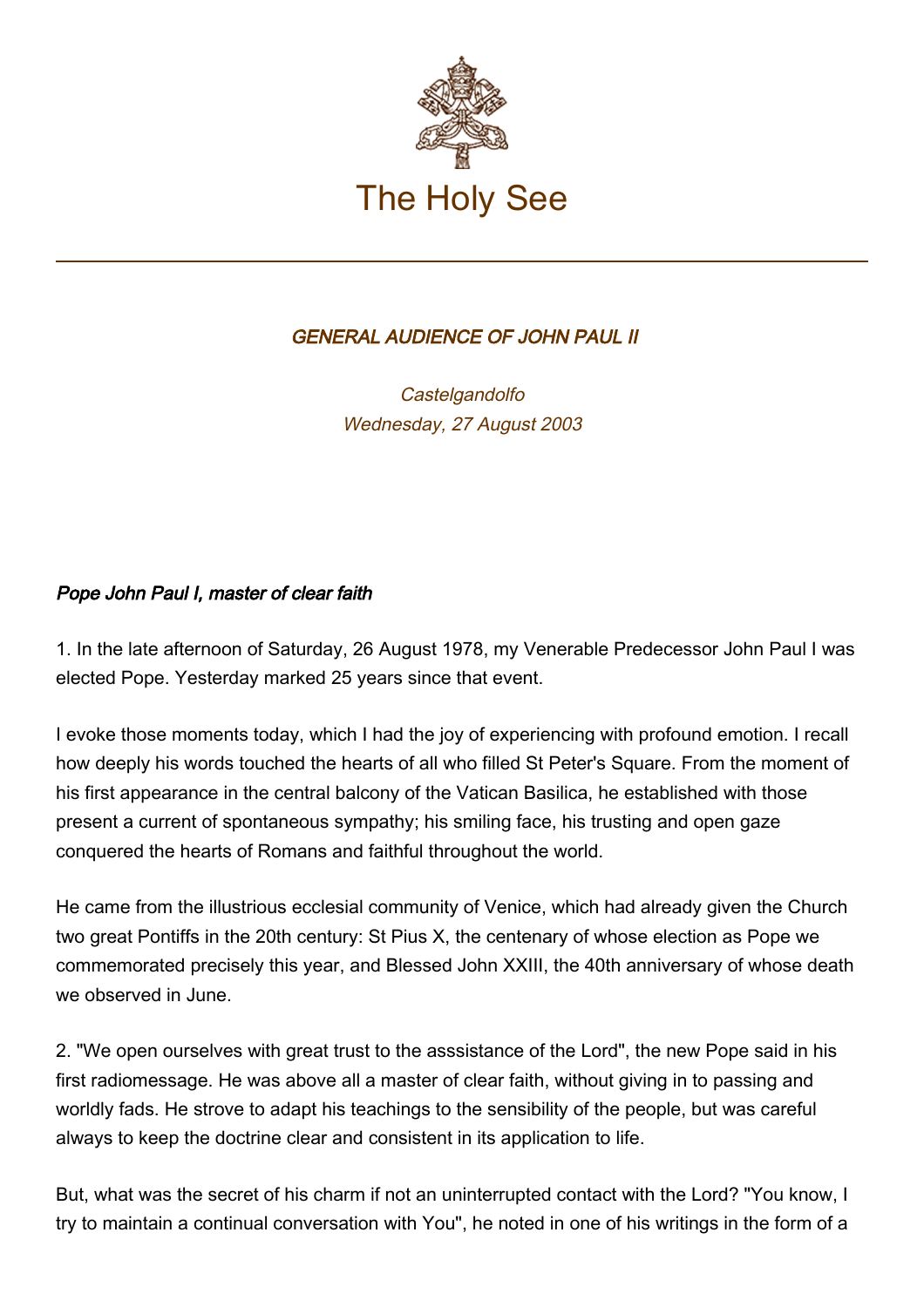# The Holy See

## *GENERAL AUDIENCE OF JOHN PAUL II*

*Castelgandolfo*
*Wednesday, 27 August 2003*

### *Pope John Paul I, master of clear faith*

1. In the late afternoon of Saturday, 26 August 1978, my Venerable Predecessor John Paul I was elected Pope. Yesterday marked 25 years since that event.

I evoke those moments today, which I had the joy of experiencing with profound emotion. I recall how deeply his words touched the hearts of all who filled St Peter's Square. From the moment of his first appearance in the central balcony of the Vatican Basilica, he established with those present a current of spontaneous sympathy; his smiling face, his trusting and open gaze conquered the hearts of Romans and faithful throughout the world.

He came from the illustrious ecclesial community of Venice, which had already given the Church two great Pontiffs in the 20th century: St Pius X, the centenary of whose election as Pope we commemorated precisely this year, and Blessed John XXIII, the 40th anniversary of whose death we observed in June.

2. "We open ourselves with great trust to the asssistance of the Lord", the new Pope said in his first radiomessage. He was above all a master of clear faith, without giving in to passing and worldly fads. He strove to adapt his teachings to the sensibility of the people, but was careful always to keep the doctrine clear and consistent in its application to life.

But, what was the secret of his charm if not an uninterrupted contact with the Lord? "You know, I try to maintain a continual conversation with You", he noted in one of his writings in the form of a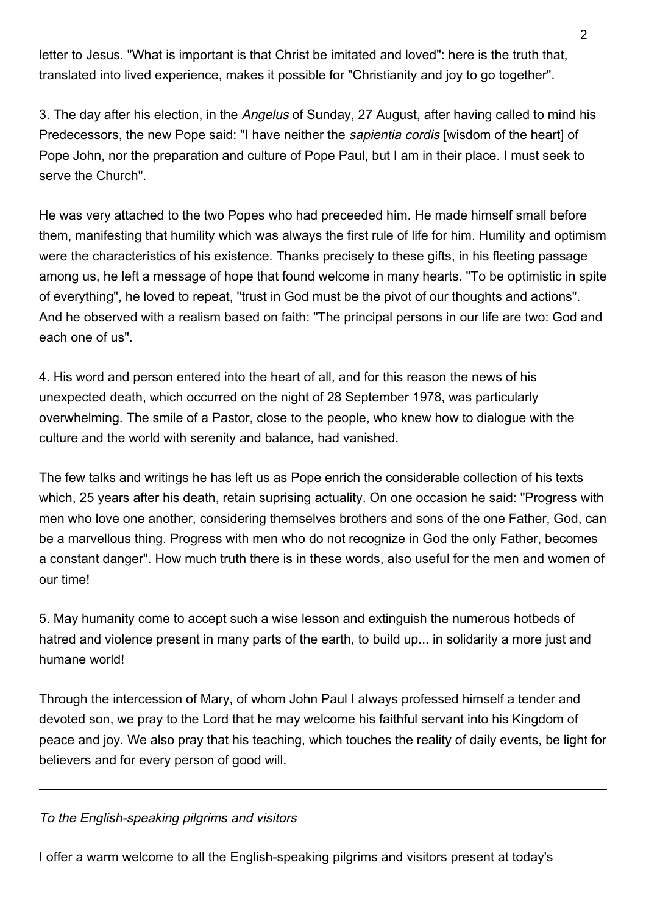letter to Jesus. "What is important is that Christ be imitated and loved": here is the truth that, translated into lived experience, makes it possible for "Christianity and joy to go together".

3. The day after his election, in the *Angelus* of Sunday, 27 August, after having called to mind his Predecessors, the new Pope said: "I have neither the *sapientia cordis* [wisdom of the heart] of Pope John, nor the preparation and culture of Pope Paul, but I am in their place. I must seek to serve the Church".

He was very attached to the two Popes who had preceeded him. He made himself small before them, manifesting that humility which was always the first rule of life for him. Humility and optimism were the characteristics of his existence. Thanks precisely to these gifts, in his fleeting passage among us, he left a message of hope that found welcome in many hearts. "To be optimistic in spite of everything", he loved to repeat, "trust in God must be the pivot of our thoughts and actions". And he observed with a realism based on faith: "The principal persons in our life are two: God and each one of us".

4. His word and person entered into the heart of all, and for this reason the news of his unexpected death, which occurred on the night of 28 September 1978, was particularly overwhelming. The smile of a Pastor, close to the people, who knew how to dialogue with the culture and the world with serenity and balance, had vanished.

The few talks and writings he has left us as Pope enrich the considerable collection of his texts which, 25 years after his death, retain suprising actuality. On one occasion he said: "Progress with men who love one another, considering themselves brothers and sons of the one Father, God, can be a marvellous thing. Progress with men who do not recognize in God the only Father, becomes a constant danger". How much truth there is in these words, also useful for the men and women of our time!

5. May humanity come to accept such a wise lesson and extinguish the numerous hotbeds of hatred and violence present in many parts of the earth, to build up... in solidarity a more just and humane world!

Through the intercession of Mary, of whom John Paul I always professed himself a tender and devoted son, we pray to the Lord that he may welcome his faithful servant into his Kingdom of peace and joy. We also pray that his teaching, which touches the reality of daily events, be light for believers and for every person of good will.

---

*To the English-speaking pilgrims and visitors*

I offer a warm welcome to all the English-speaking pilgrims and visitors present at today's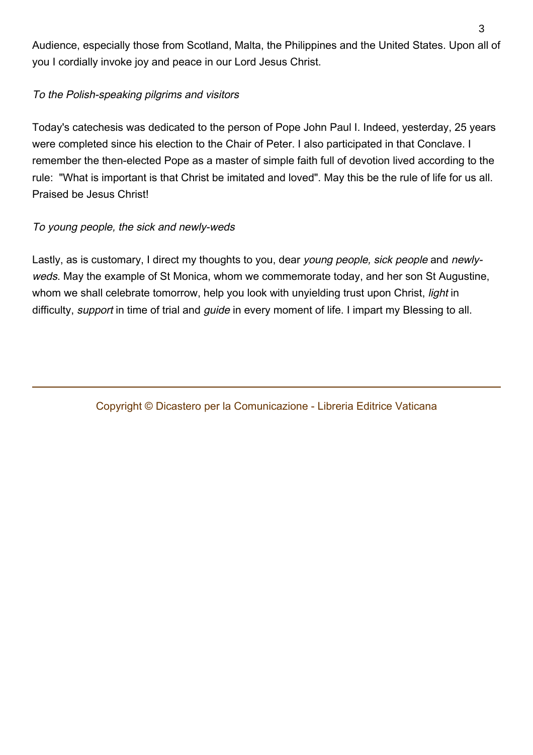Audience, especially those from Scotland, Malta, the Philippines and the United States. Upon all of you I cordially invoke joy and peace in our Lord Jesus Christ.

*To the Polish-speaking pilgrims and visitors*

Today's catechesis was dedicated to the person of Pope John Paul I. Indeed, yesterday, 25 years were completed since his election to the Chair of Peter. I also participated in that Conclave. I remember the then-elected Pope as a master of simple faith full of devotion lived according to the rule: "What is important is that Christ be imitated and loved". May this be the rule of life for us all. Praised be Jesus Christ!

*To young people, the sick and newly-weds*

Lastly, as is customary, I direct my thoughts to you, dear *young people, sick people* and *newly-weds*. May the example of St Monica, whom we commemorate today, and her son St Augustine, whom we shall celebrate tomorrow, help you look with unyielding trust upon Christ, *light* in difficulty, *support* in time of trial and *guide* in every moment of life. I impart my Blessing to all.

---

Copyright © Dicastero per la Comunicazione - Libreria Editrice Vaticana